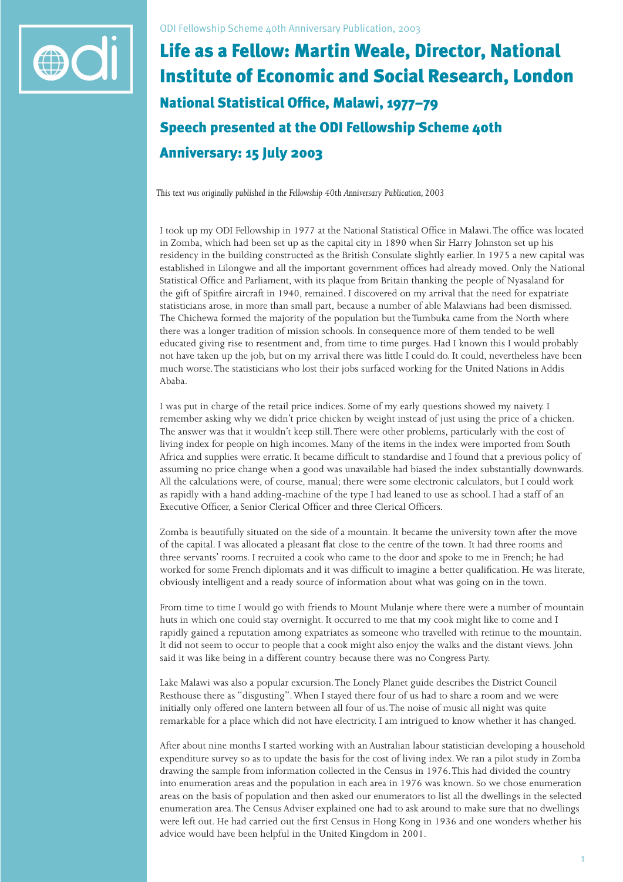ODI Fellowship Scheme 40th Anniversary Publication, 2003

# Life as a Fellow: Martin Weale, Director, National Institute of Economic and Social Research, London

## National Statistical Office, Malawi, 1977–79

## Speech presented at the ODI Fellowship Scheme 40th Anniversary: 15 July 2003

*This text was originally published in the Fellowship 40th Anniversary Publication, 2003*

I took up my ODI Fellowship in 1977 at the National Statistical Office in Malawi. The office was located in Zomba, which had been set up as the capital city in 1890 when Sir Harry Johnston set up his residency in the building constructed as the British Consulate slightly earlier. In 1975 a new capital was established in Lilongwe and all the important government offices had already moved. Only the National Statistical Office and Parliament, with its plaque from Britain thanking the people of Nyasaland for the gift of Spitfire aircraft in 1940, remained. I discovered on my arrival that the need for expatriate statisticians arose, in more than small part, because a number of able Malawians had been dismissed. The Chichewa formed the majority of the population but the Tumbuka came from the North where there was a longer tradition of mission schools. In consequence more of them tended to be well educated giving rise to resentment and, from time to time purges. Had I known this I would probably not have taken up the job, but on my arrival there was little I could do. It could, nevertheless have been much worse. The statisticians who lost their jobs surfaced working for the United Nations in Addis Ababa.

I was put in charge of the retail price indices. Some of my early questions showed my naivety. I remember asking why we didn't price chicken by weight instead of just using the price of a chicken. The answer was that it wouldn't keep still. There were other problems, particularly with the cost of living index for people on high incomes. Many of the items in the index were imported from South Africa and supplies were erratic. It became difficult to standardise and I found that a previous policy of assuming no price change when a good was unavailable had biased the index substantially downwards. All the calculations were, of course, manual; there were some electronic calculators, but I could work as rapidly with a hand adding-machine of the type I had leaned to use as school. I had a staff of an Executive Officer, a Senior Clerical Officer and three Clerical Officers.

Zomba is beautifully situated on the side of a mountain. It became the university town after the move of the capital. I was allocated a pleasant flat close to the centre of the town. It had three rooms and three servants' rooms. I recruited a cook who came to the door and spoke to me in French; he had worked for some French diplomats and it was difficult to imagine a better qualification. He was literate, obviously intelligent and a ready source of information about what was going on in the town.

From time to time I would go with friends to Mount Mulanje where there were a number of mountain huts in which one could stay overnight. It occurred to me that my cook might like to come and I rapidly gained a reputation among expatriates as someone who travelled with retinue to the mountain. It did not seem to occur to people that a cook might also enjoy the walks and the distant views. John said it was like being in a different country because there was no Congress Party.

Lake Malawi was also a popular excursion. The Lonely Planet guide describes the District Council Resthouse there as "disgusting". When I stayed there four of us had to share a room and we were initially only offered one lantern between all four of us. The noise of music all night was quite remarkable for a place which did not have electricity. I am intrigued to know whether it has changed.

After about nine months I started working with an Australian labour statistician developing a household expenditure survey so as to update the basis for the cost of living index. We ran a pilot study in Zomba drawing the sample from information collected in the Census in 1976. This had divided the country into enumeration areas and the population in each area in 1976 was known. So we chose enumeration areas on the basis of population and then asked our enumerators to list all the dwellings in the selected enumeration area. The Census Adviser explained one had to ask around to make sure that no dwellings were left out. He had carried out the first Census in Hong Kong in 1936 and one wonders whether his advice would have been helpful in the United Kingdom in 2001.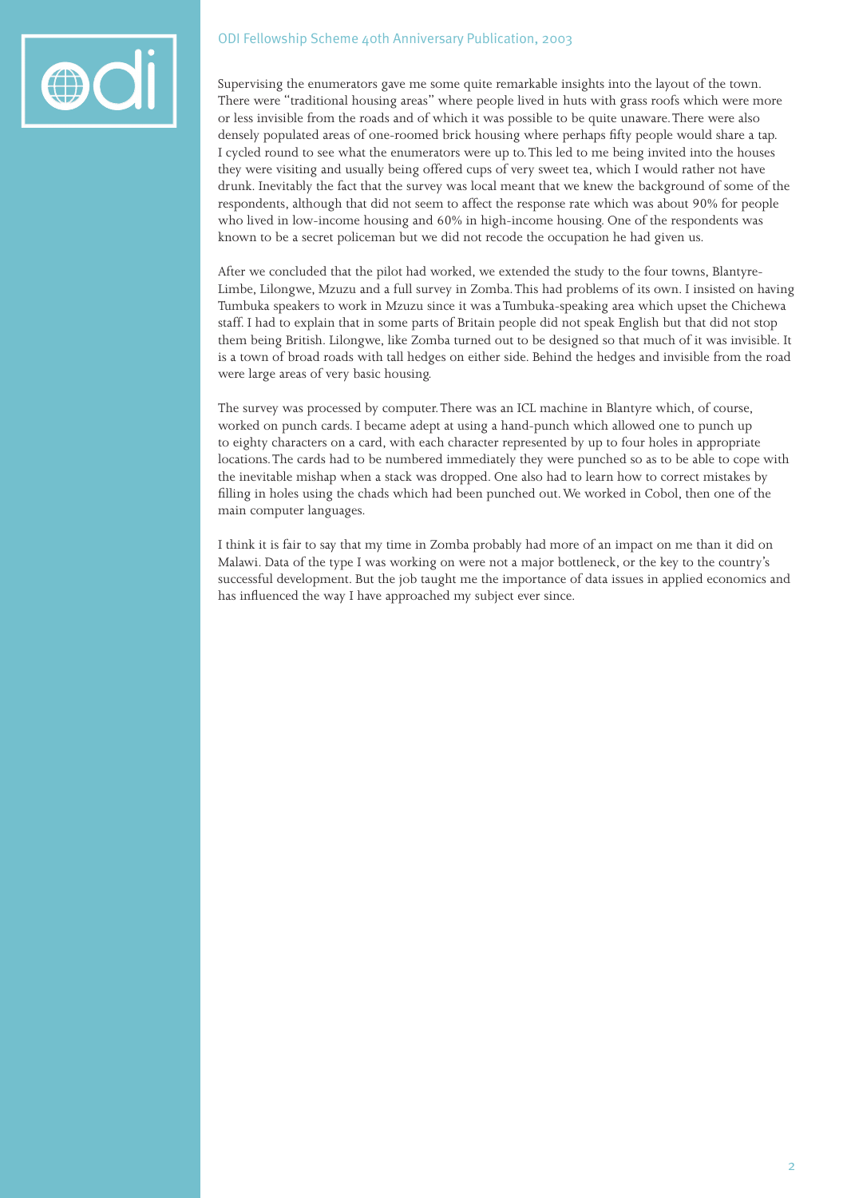Supervising the enumerators gave me some quite remarkable insights into the layout of the town. There were "traditional housing areas" where people lived in huts with grass roofs which were more or less invisible from the roads and of which it was possible to be quite unaware. There were also densely populated areas of one-roomed brick housing where perhaps fifty people would share a tap. I cycled round to see what the enumerators were up to. This led to me being invited into the houses they were visiting and usually being offered cups of very sweet tea, which I would rather not have drunk. Inevitably the fact that the survey was local meant that we knew the background of some of the respondents, although that did not seem to affect the response rate which was about 90% for people who lived in low-income housing and 60% in high-income housing. One of the respondents was known to be a secret policeman but we did not recode the occupation he had given us.

After we concluded that the pilot had worked, we extended the study to the four towns, Blantyre-Limbe, Lilongwe, Mzuzu and a full survey in Zomba. This had problems of its own. I insisted on having Tumbuka speakers to work in Mzuzu since it was a Tumbuka-speaking area which upset the Chichewa staff. I had to explain that in some parts of Britain people did not speak English but that did not stop them being British. Lilongwe, like Zomba turned out to be designed so that much of it was invisible. It is a town of broad roads with tall hedges on either side. Behind the hedges and invisible from the road were large areas of very basic housing.

The survey was processed by computer. There was an ICL machine in Blantyre which, of course, worked on punch cards. I became adept at using a hand-punch which allowed one to punch up to eighty characters on a card, with each character represented by up to four holes in appropriate locations. The cards had to be numbered immediately they were punched so as to be able to cope with the inevitable mishap when a stack was dropped. One also had to learn how to correct mistakes by filling in holes using the chads which had been punched out. We worked in Cobol, then one of the main computer languages.

I think it is fair to say that my time in Zomba probably had more of an impact on me than it did on Malawi. Data of the type I was working on were not a major bottleneck, or the key to the country's successful development. But the job taught me the importance of data issues in applied economics and has influenced the way I have approached my subject ever since.